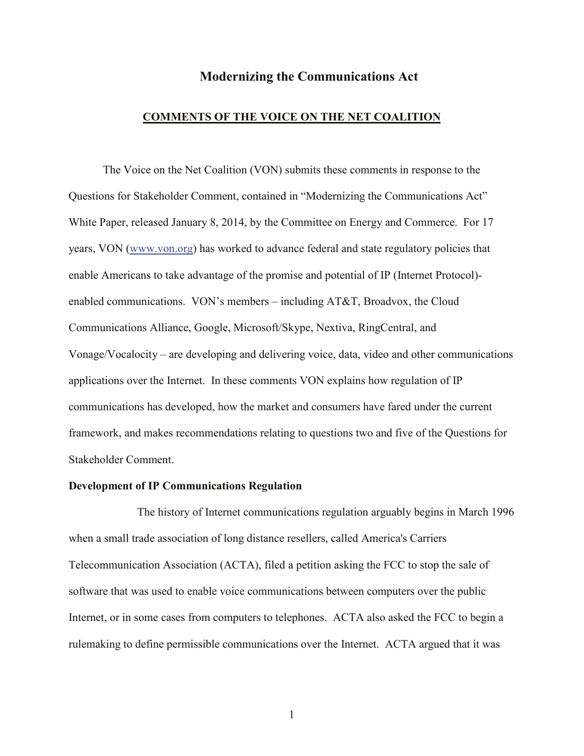# Modernizing the Communications Act

## COMMENTS OF THE VOICE ON THE NET COALITION

The Voice on the Net Coalition (VON) submits these comments in response to the Questions for Stakeholder Comment, contained in "Modernizing the Communications Act" White Paper, released January 8, 2014, by the Committee on Energy and Commerce. For 17 years, VON ([www.von.org](http://www.von.org)) has worked to advance federal and state regulatory policies that enable Americans to take advantage of the promise and potential of IP (Internet Protocol)-enabled communications. VON's members – including AT&T, Broadvox, the Cloud Communications Alliance, Google, Microsoft/Skype, Nextiva, RingCentral, and Vonage/Vocalocity – are developing and delivering voice, data, video and other communications applications over the Internet. In these comments VON explains how regulation of IP communications has developed, how the market and consumers have fared under the current framework, and makes recommendations relating to questions two and five of the Questions for Stakeholder Comment.

### Development of IP Communications Regulation

The history of Internet communications regulation arguably begins in March 1996 when a small trade association of long distance resellers, called America's Carriers Telecommunication Association (ACTA), filed a petition asking the FCC to stop the sale of software that was used to enable voice communications between computers over the public Internet, or in some cases from computers to telephones. ACTA also asked the FCC to begin a rulemaking to define permissible communications over the Internet. ACTA argued that it was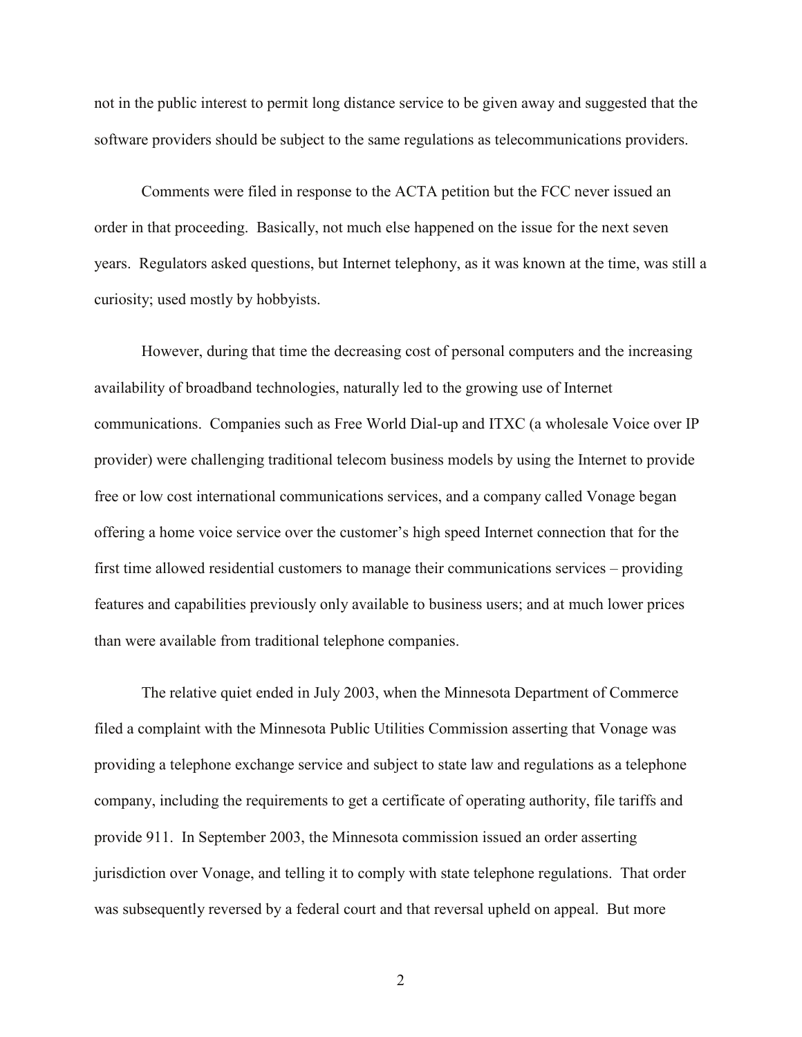not in the public interest to permit long distance service to be given away and suggested that the software providers should be subject to the same regulations as telecommunications providers.

Comments were filed in response to the ACTA petition but the FCC never issued an order in that proceeding. Basically, not much else happened on the issue for the next seven years. Regulators asked questions, but Internet telephony, as it was known at the time, was still a curiosity; used mostly by hobbyists.

However, during that time the decreasing cost of personal computers and the increasing availability of broadband technologies, naturally led to the growing use of Internet communications. Companies such as Free World Dial-up and ITXC (a wholesale Voice over IP provider) were challenging traditional telecom business models by using the Internet to provide free or low cost international communications services, and a company called Vonage began offering a home voice service over the customer's high speed Internet connection that for the first time allowed residential customers to manage their communications services – providing features and capabilities previously only available to business users; and at much lower prices than were available from traditional telephone companies.

The relative quiet ended in July 2003, when the Minnesota Department of Commerce filed a complaint with the Minnesota Public Utilities Commission asserting that Vonage was providing a telephone exchange service and subject to state law and regulations as a telephone company, including the requirements to get a certificate of operating authority, file tariffs and provide 911. In September 2003, the Minnesota commission issued an order asserting jurisdiction over Vonage, and telling it to comply with state telephone regulations. That order was subsequently reversed by a federal court and that reversal upheld on appeal. But more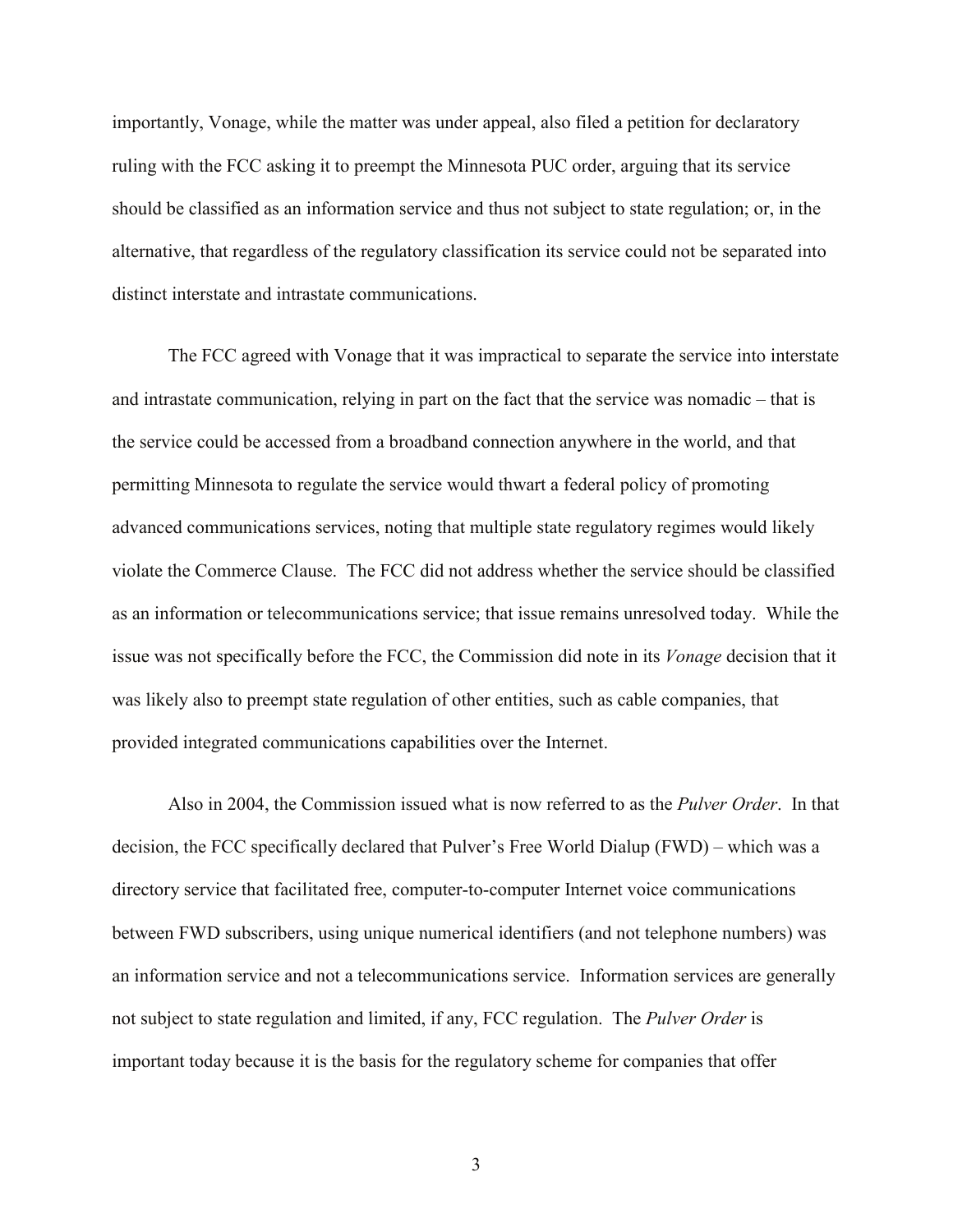importantly, Vonage, while the matter was under appeal, also filed a petition for declaratory ruling with the FCC asking it to preempt the Minnesota PUC order, arguing that its service should be classified as an information service and thus not subject to state regulation; or, in the alternative, that regardless of the regulatory classification its service could not be separated into distinct interstate and intrastate communications.

The FCC agreed with Vonage that it was impractical to separate the service into interstate and intrastate communication, relying in part on the fact that the service was nomadic – that is the service could be accessed from a broadband connection anywhere in the world, and that permitting Minnesota to regulate the service would thwart a federal policy of promoting advanced communications services, noting that multiple state regulatory regimes would likely violate the Commerce Clause. The FCC did not address whether the service should be classified as an information or telecommunications service; that issue remains unresolved today. While the issue was not specifically before the FCC, the Commission did note in its *Vonage* decision that it was likely also to preempt state regulation of other entities, such as cable companies, that provided integrated communications capabilities over the Internet.

Also in 2004, the Commission issued what is now referred to as the *Pulver Order*. In that decision, the FCC specifically declared that Pulver's Free World Dialup (FWD) – which was a directory service that facilitated free, computer-to-computer Internet voice communications between FWD subscribers, using unique numerical identifiers (and not telephone numbers) was an information service and not a telecommunications service. Information services are generally not subject to state regulation and limited, if any, FCC regulation. The *Pulver Order* is important today because it is the basis for the regulatory scheme for companies that offer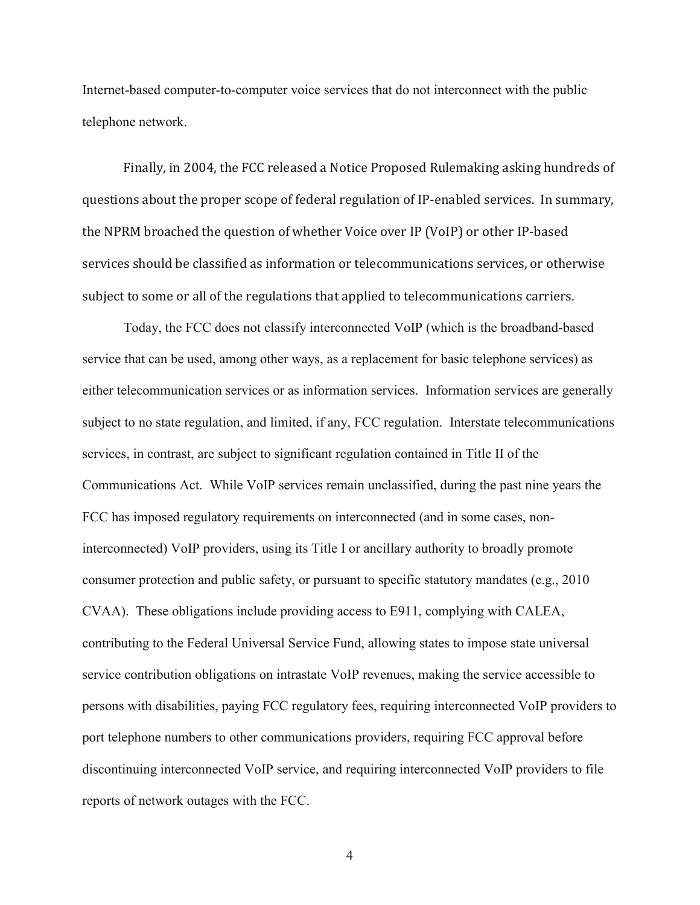Internet-based computer-to-computer voice services that do not interconnect with the public telephone network.

Finally, in 2004, the FCC released a Notice Proposed Rulemaking asking hundreds of questions about the proper scope of federal regulation of IP-enabled services. In summary, the NPRM broached the question of whether Voice over IP (VoIP) or other IP-based services should be classified as information or telecommunications services, or otherwise subject to some or all of the regulations that applied to telecommunications carriers.

Today, the FCC does not classify interconnected VoIP (which is the broadband-based service that can be used, among other ways, as a replacement for basic telephone services) as either telecommunication services or as information services. Information services are generally subject to no state regulation, and limited, if any, FCC regulation. Interstate telecommunications services, in contrast, are subject to significant regulation contained in Title II of the Communications Act. While VoIP services remain unclassified, during the past nine years the FCC has imposed regulatory requirements on interconnected (and in some cases, non-interconnected) VoIP providers, using its Title I or ancillary authority to broadly promote consumer protection and public safety, or pursuant to specific statutory mandates (e.g., 2010 CVAA). These obligations include providing access to E911, complying with CALEA, contributing to the Federal Universal Service Fund, allowing states to impose state universal service contribution obligations on intrastate VoIP revenues, making the service accessible to persons with disabilities, paying FCC regulatory fees, requiring interconnected VoIP providers to port telephone numbers to other communications providers, requiring FCC approval before discontinuing interconnected VoIP service, and requiring interconnected VoIP providers to file reports of network outages with the FCC.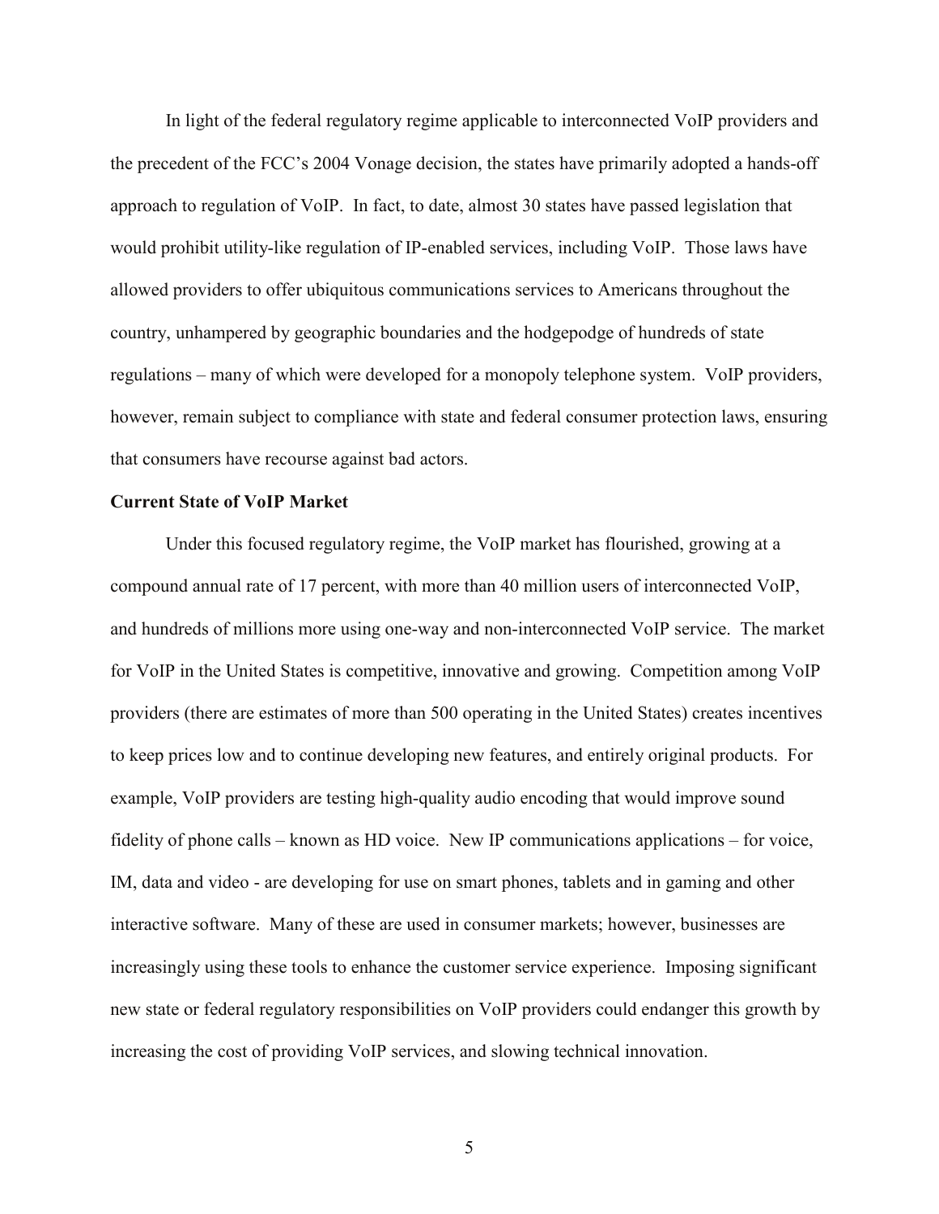In light of the federal regulatory regime applicable to interconnected VoIP providers and the precedent of the FCC's 2004 Vonage decision, the states have primarily adopted a hands-off approach to regulation of VoIP. In fact, to date, almost 30 states have passed legislation that would prohibit utility-like regulation of IP-enabled services, including VoIP. Those laws have allowed providers to offer ubiquitous communications services to Americans throughout the country, unhampered by geographic boundaries and the hodgepodge of hundreds of state regulations – many of which were developed for a monopoly telephone system. VoIP providers, however, remain subject to compliance with state and federal consumer protection laws, ensuring that consumers have recourse against bad actors.

**Current State of VoIP Market**

Under this focused regulatory regime, the VoIP market has flourished, growing at a compound annual rate of 17 percent, with more than 40 million users of interconnected VoIP, and hundreds of millions more using one-way and non-interconnected VoIP service. The market for VoIP in the United States is competitive, innovative and growing. Competition among VoIP providers (there are estimates of more than 500 operating in the United States) creates incentives to keep prices low and to continue developing new features, and entirely original products. For example, VoIP providers are testing high-quality audio encoding that would improve sound fidelity of phone calls – known as HD voice. New IP communications applications – for voice, IM, data and video - are developing for use on smart phones, tablets and in gaming and other interactive software. Many of these are used in consumer markets; however, businesses are increasingly using these tools to enhance the customer service experience. Imposing significant new state or federal regulatory responsibilities on VoIP providers could endanger this growth by increasing the cost of providing VoIP services, and slowing technical innovation.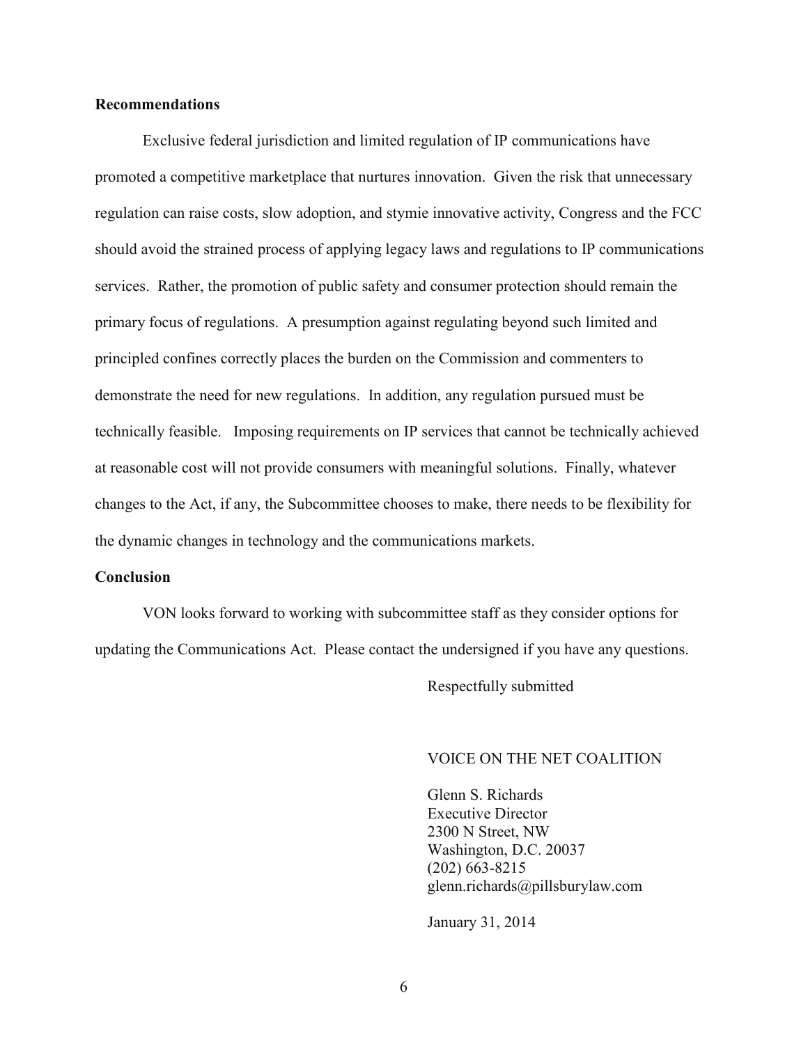**Recommendations**

Exclusive federal jurisdiction and limited regulation of IP communications have promoted a competitive marketplace that nurtures innovation. Given the risk that unnecessary regulation can raise costs, slow adoption, and stymie innovative activity, Congress and the FCC should avoid the strained process of applying legacy laws and regulations to IP communications services. Rather, the promotion of public safety and consumer protection should remain the primary focus of regulations. A presumption against regulating beyond such limited and principled confines correctly places the burden on the Commission and commenters to demonstrate the need for new regulations. In addition, any regulation pursued must be technically feasible. Imposing requirements on IP services that cannot be technically achieved at reasonable cost will not provide consumers with meaningful solutions. Finally, whatever changes to the Act, if any, the Subcommittee chooses to make, there needs to be flexibility for the dynamic changes in technology and the communications markets.

**Conclusion**

VON looks forward to working with subcommittee staff as they consider options for updating the Communications Act. Please contact the undersigned if you have any questions.

Respectfully submitted

VOICE ON THE NET COALITION

Glenn S. Richards
Executive Director
2300 N Street, NW
Washington, D.C. 20037
(202) 663-8215
glenn.richards@pillsburylaw.com

January 31, 2014